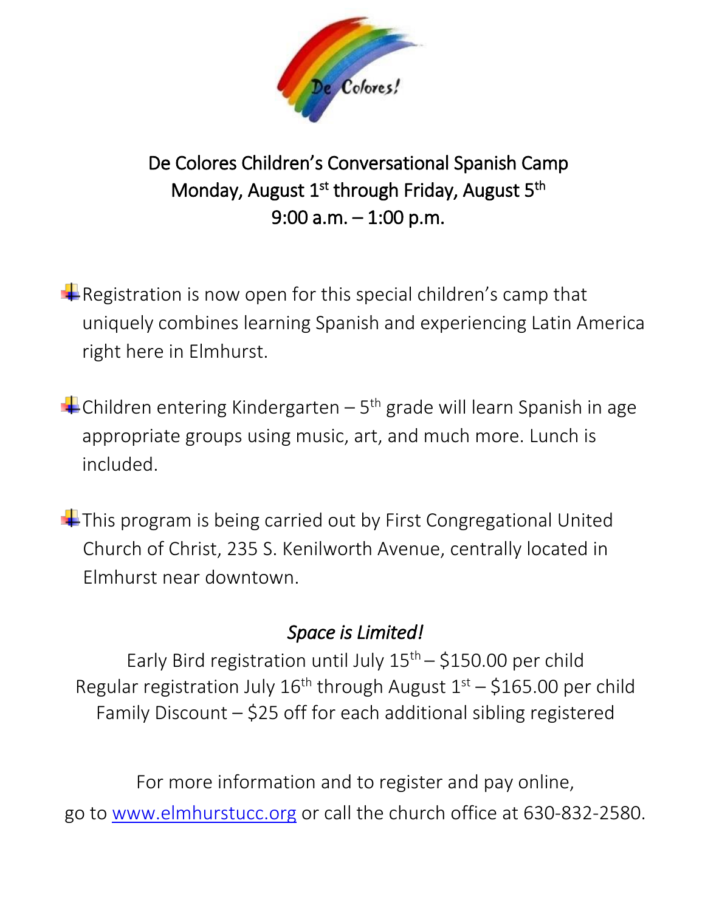De Colores!

# De Colores Children's Conversational Spanish Camp

## Monday, August 1st through Friday, August 5th

## 9:00 a.m. – 1:00 p.m.

- Registration is now open for this special children's camp that uniquely combines learning Spanish and experiencing Latin America right here in Elmhurst.

- Children entering Kindergarten – 5th grade will learn Spanish in age appropriate groups using music, art, and much more. Lunch is included.

- This program is being carried out by First Congregational United Church of Christ, 235 S. Kenilworth Avenue, centrally located in Elmhurst near downtown.

*Space is Limited!*

Early Bird registration until July 15th – $150.00 per child

Regular registration July 16th through August 1st – $165.00 per child

Family Discount – $25 off for each additional sibling registered

For more information and to register and pay online, go to [www.elmhurstucc.org](http://www.elmhurstucc.org) or call the church office at 630-832-2580.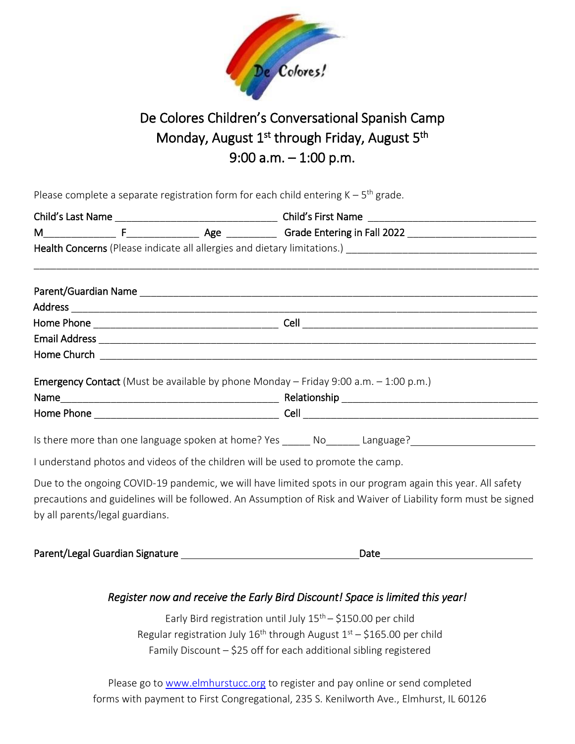# De Colores Children's Conversational Spanish Camp

## Monday, August 1st through Friday, August 5th

## 9:00 a.m. – 1:00 p.m.

Please complete a separate registration form for each child entering K – 5th grade.

**Child's Last Name** ____________________________ **Child's First Name** ____________________________

**M**____________ **F**____________ **Age** _________ **Grade Entering in Fall 2022** ______________________

**Health Concerns** (Please indicate all allergies and dietary limitations.) ________________________________

_____________________________________________________________________________________

**Parent/Guardian Name** _______________________________________________________________

**Address** _______________________________________________________________________

**Home Phone** ______________________________ **Cell** ______________________________________

**Email Address** ___________________________________________________________________

**Home Church** ___________________________________________________________________

**Emergency Contact** (Must be available by phone Monday – Friday 9:00 a.m. – 1:00 p.m.)

**Name**______________________________________ **Relationship** _______________________________

**Home Phone** ______________________________ **Cell** ______________________________________

Is there more than one language spoken at home? Yes _____ No______ Language?______________________

I understand photos and videos of the children will be used to promote the camp.

Due to the ongoing COVID-19 pandemic, we will have limited spots in our program again this year. All safety precautions and guidelines will be followed. An Assumption of Risk and Waiver of Liability form must be signed by all parents/legal guardians.

**Parent/Legal Guardian Signature** ________________________________ **Date**___________________________

*Register now and receive the Early Bird Discount! Space is limited this year!*

Early Bird registration until July 15th – $150.00 per child

Regular registration July 16th through August 1st – $165.00 per child

Family Discount – $25 off for each additional sibling registered

Please go to www.elmhurstucc.org to register and pay online or send completed forms with payment to First Congregational, 235 S. Kenilworth Ave., Elmhurst, IL 60126